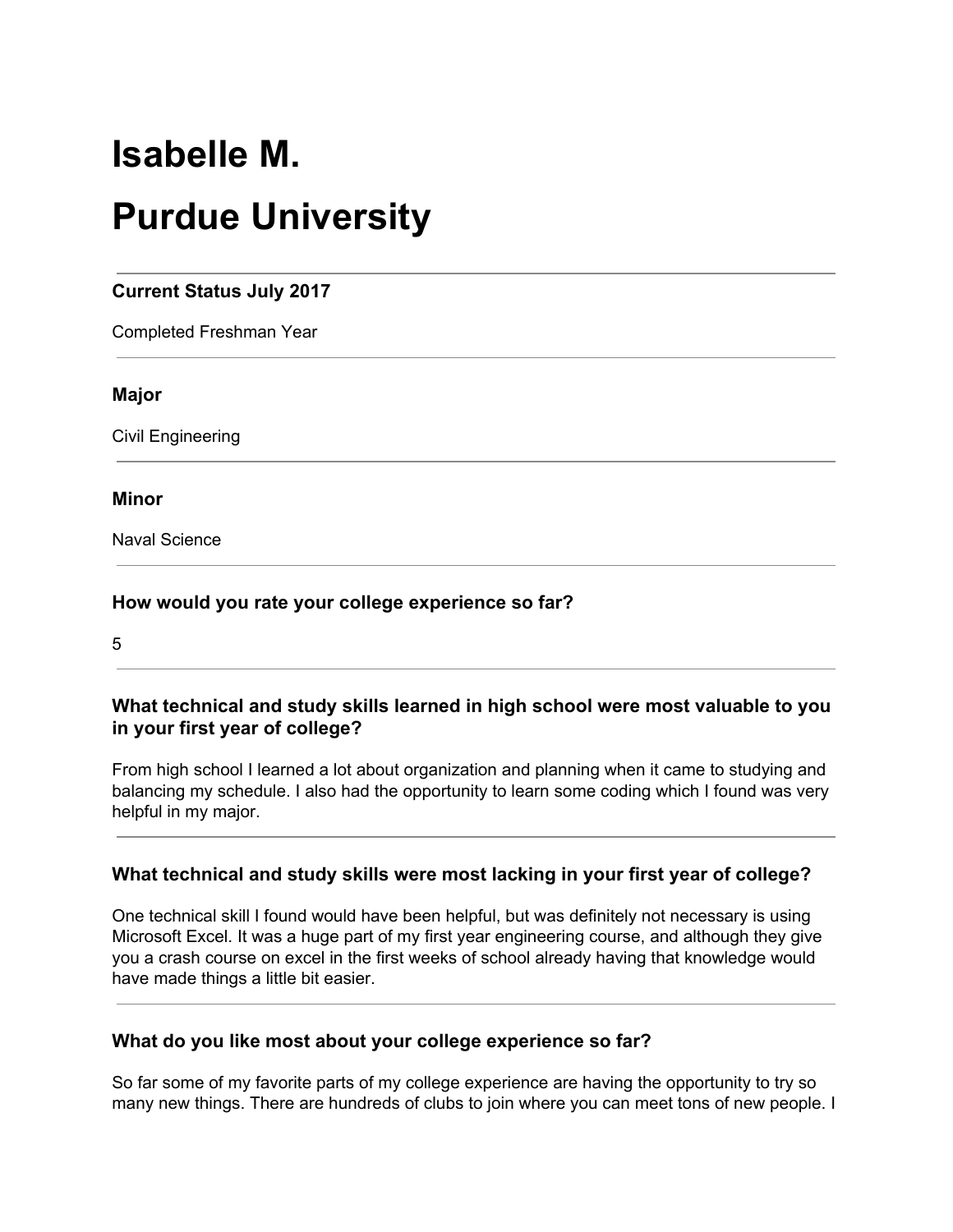# Isabelle M.

# Purdue University

---

**Current Status July 2017**

Completed Freshman Year

---

**Major**

Civil Engineering

---

**Minor**

Naval Science

---

**How would you rate your college experience so far?**

5

---

**What technical and study skills learned in high school were most valuable to you in your first year of college?**

From high school I learned a lot about organization and planning when it came to studying and balancing my schedule. I also had the opportunity to learn some coding which I found was very helpful in my major.

---

**What technical and study skills were most lacking in your first year of college?**

One technical skill I found would have been helpful, but was definitely not necessary is using Microsoft Excel. It was a huge part of my first year engineering course, and although they give you a crash course on excel in the first weeks of school already having that knowledge would have made things a little bit easier.

---

**What do you like most about your college experience so far?**

So far some of my favorite parts of my college experience are having the opportunity to try so many new things. There are hundreds of clubs to join where you can meet tons of new people. I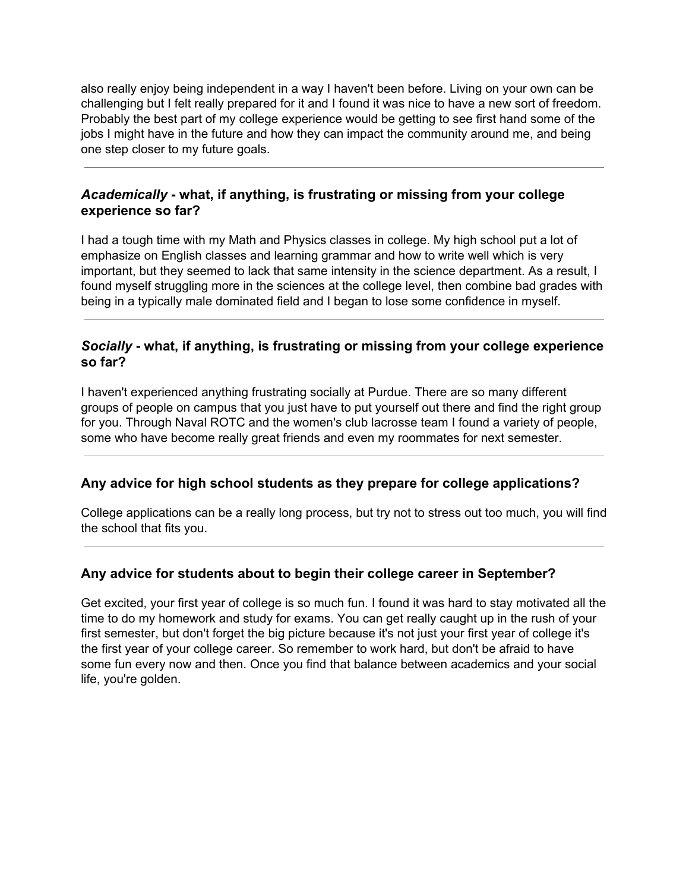also really enjoy being independent in a way I haven't been before. Living on your own can be challenging but I felt really prepared for it and I found it was nice to have a new sort of freedom. Probably the best part of my college experience would be getting to see first hand some of the jobs I might have in the future and how they can impact the community around me, and being one step closer to my future goals.

---

### ***Academically*** **- what, if anything, is frustrating or missing from your college experience so far?**

I had a tough time with my Math and Physics classes in college. My high school put a lot of emphasize on English classes and learning grammar and how to write well which is very important, but they seemed to lack that same intensity in the science department. As a result, I found myself struggling more in the sciences at the college level, then combine bad grades with being in a typically male dominated field and I began to lose some confidence in myself.

---

### ***Socially*** **- what, if anything, is frustrating or missing from your college experience so far?**

I haven't experienced anything frustrating socially at Purdue. There are so many different groups of people on campus that you just have to put yourself out there and find the right group for you. Through Naval ROTC and the women's club lacrosse team I found a variety of people, some who have become really great friends and even my roommates for next semester.

---

### Any advice for high school students as they prepare for college applications?

College applications can be a really long process, but try not to stress out too much, you will find the school that fits you.

---

### Any advice for students about to begin their college career in September?

Get excited, your first year of college is so much fun. I found it was hard to stay motivated all the time to do my homework and study for exams. You can get really caught up in the rush of your first semester, but don't forget the big picture because it's not just your first year of college it's the first year of your college career. So remember to work hard, but don't be afraid to have some fun every now and then. Once you find that balance between academics and your social life, you're golden.